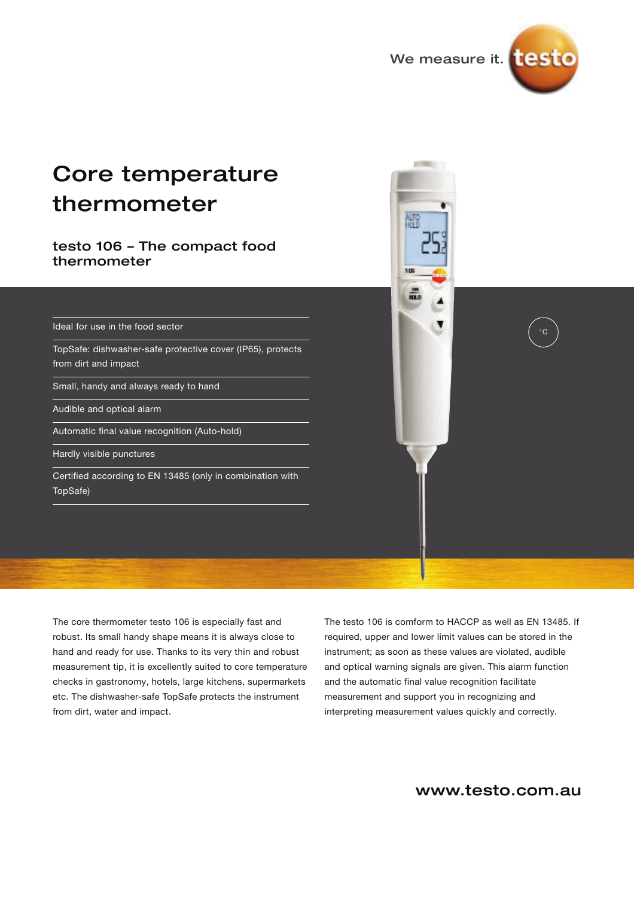We measure it.

# Core temperature thermometer

## testo 106 – The compact food thermometer

- Ideal for use in the food sector
- TopSafe: dishwasher-safe protective cover (IP65), protects from dirt and impact
- Small, handy and always ready to hand
- Audible and optical alarm
- Automatic final value recognition (Auto-hold)
- Hardly visible punctures
- Certified according to EN 13485 (only in combination with TopSafe)

°C

The core thermometer testo 106 is especially fast and robust. Its small handy shape means it is always close to hand and ready for use. Thanks to its very thin and robust measurement tip, it is excellently suited to core temperature checks in gastronomy, hotels, large kitchens, supermarkets etc. The dishwasher-safe TopSafe protects the instrument from dirt, water and impact.

The testo 106 is comform to HACCP as well as EN 13485. If required, upper and lower limit values can be stored in the instrument; as soon as these values are violated, audible and optical warning signals are given. This alarm function and the automatic final value recognition facilitate measurement and support you in recognizing and interpreting measurement values quickly and correctly.

www.testo.com.au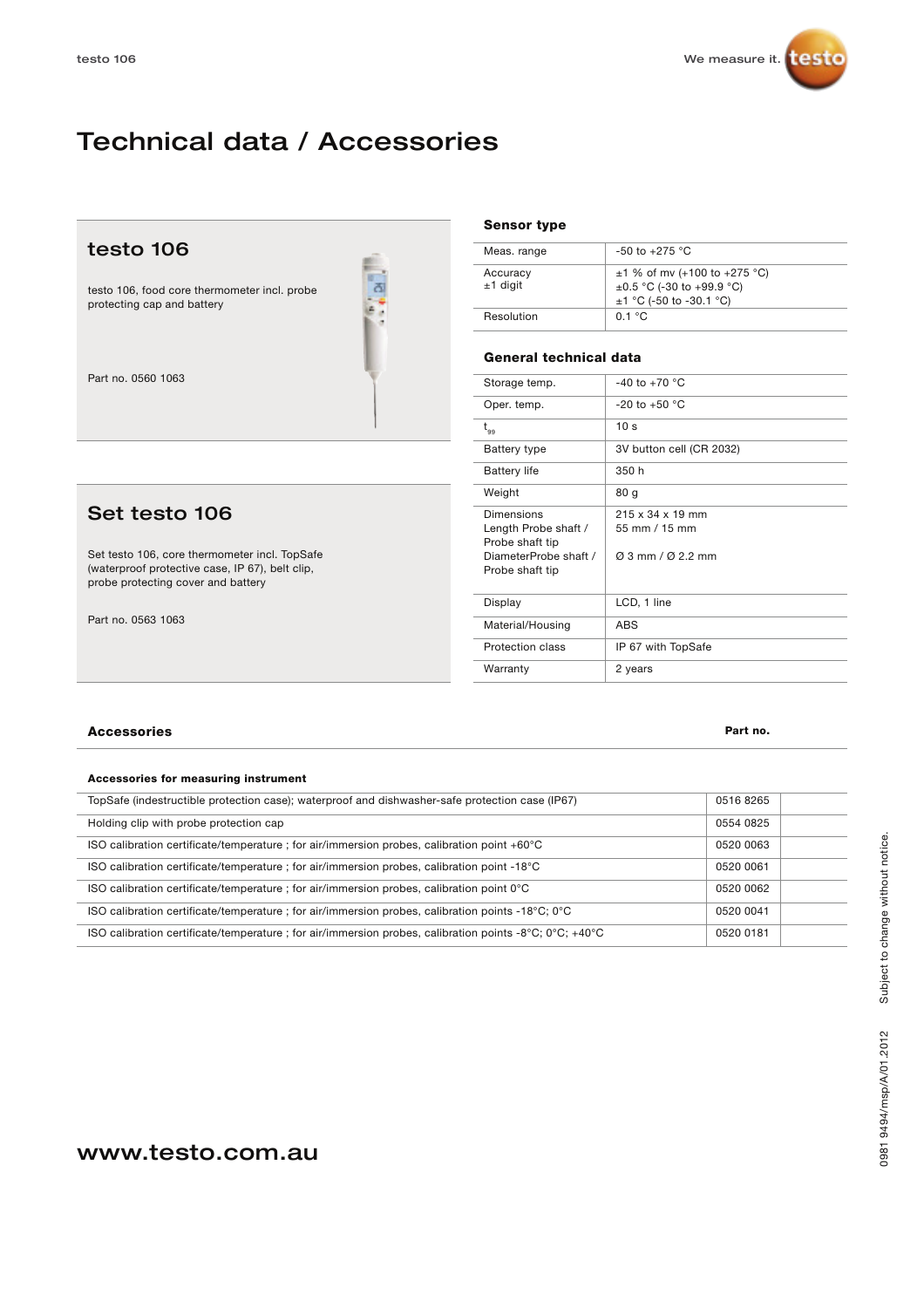# Technical data / Accessories

## testo 106

testo 106, food core thermometer incl. probe protecting cap and battery

Part no. 0560 1063

## Set testo 106

Set testo 106, core thermometer incl. TopSafe (waterproof protective case, IP 67), belt clip, probe protecting cover and battery

Part no. 0563 1063

### Sensor type

| | |
|---|---|
| Meas. range | -50 to +275 °C |
| Accuracy<br>±1 digit | ±1 % of mv (+100 to +275 °C)<br>±0.5 °C (-30 to +99.9 °C)<br>±1 °C (-50 to -30.1 °C) |
| Resolution | 0.1 °C |

### General technical data

| | |
|---|---|
| Storage temp. | -40 to +70 °C |
| Oper. temp. | -20 to +50 °C |
| $t_{99}$ | 10 s |
| Battery type | 3V button cell (CR 2032) |
| Battery life | 350 h |
| Weight | 80 g |
| Dimensions<br>Length Probe shaft / Probe shaft tip<br>DiameterProbe shaft / Probe shaft tip | 215 x 34 x 19 mm<br>55 mm / 15 mm<br><br>Ø 3 mm / Ø 2.2 mm |
| Display | LCD, 1 line |
| Material/Housing | ABS |
| Protection class | IP 67 with TopSafe |
| Warranty | 2 years |

### Accessories

**Accessories for measuring instrument**

| Accessories | Part no. |
|---|---|
| TopSafe (indestructible protection case); waterproof and dishwasher-safe protection case (IP67) | 0516 8265 |
| Holding clip with probe protection cap | 0554 0825 |
| ISO calibration certificate/temperature ; for air/immersion probes, calibration point +60°C | 0520 0063 |
| ISO calibration certificate/temperature ; for air/immersion probes, calibration point -18°C | 0520 0061 |
| ISO calibration certificate/temperature ; for air/immersion probes, calibration point 0°C | 0520 0062 |
| ISO calibration certificate/temperature ; for air/immersion probes, calibration points -18°C; 0°C | 0520 0041 |
| ISO calibration certificate/temperature ; for air/immersion probes, calibration points -8°C; 0°C; +40°C | 0520 0181 |

0981 9494/msp/A/01.2012 Subject to change without notice.

www.testo.com.au